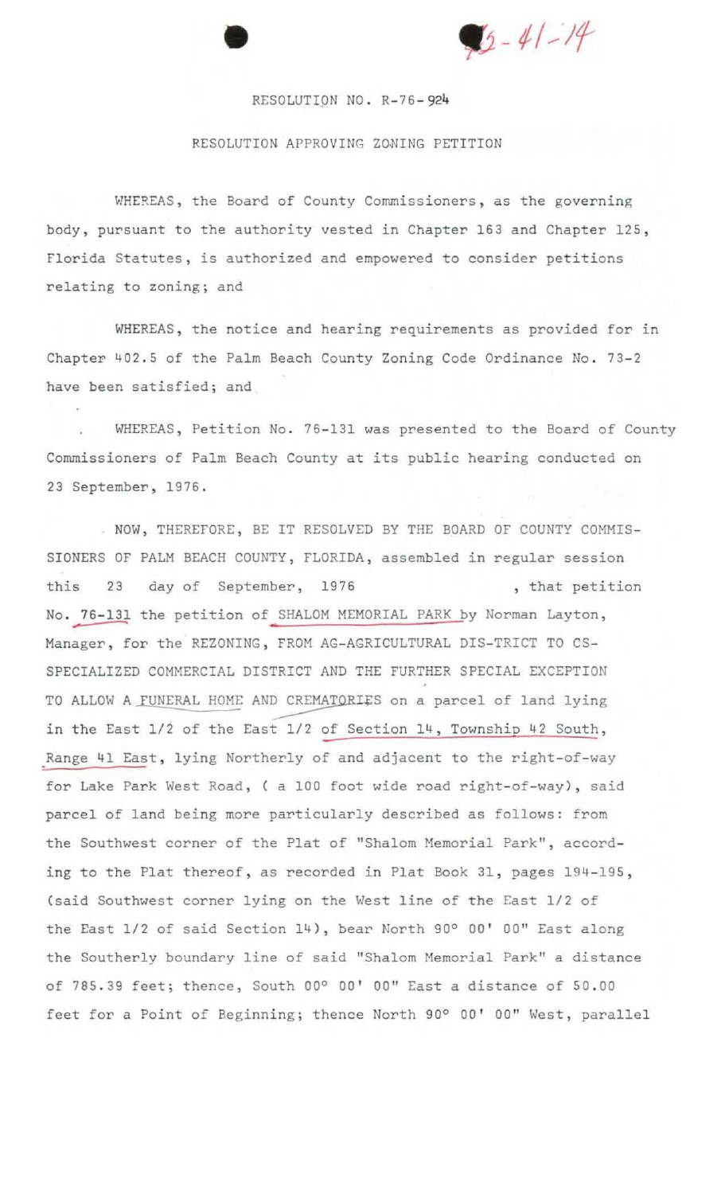RESOLUTION NO. R-76-924

RESOLUTION APPROVING ZONING PETITION

WHEREAS, the Board of County Commissioners, as the governing body, pursuant to the authority vested in Chapter 163 and Chapter 125, Florida Statutes, is authorized and empowered to consider petitions relating to zoning; and

WHEREAS, the notice and hearing requirements as provided for in Chapter 402.5 of the Palm Beach County Zoning Code Ordinance No. 73-2 have been satisfied; and

WHEREAS, Petition No. 76-131 was presented to the Board of County Commissioners of Palm Beach County at its public hearing conducted on 23 September, 1976.

NOW, THEREFORE, BE IT RESOLVED BY THE BOARD OF COUNTY COMMISSIONERS OF PALM BEACH COUNTY, FLORIDA, assembled in regular session this 23 day of September, 1976, that petition No. 76-131 the petition of SHALOM MEMORIAL PARK by Norman Layton, Manager, for the REZONING, FROM AG-AGRICULTURAL DIS-TRICT TO CS-SPECIALIZED COMMERCIAL DISTRICT AND THE FURTHER SPECIAL EXCEPTION TO ALLOW A FUNERAL HOME AND CREMATORIES on a parcel of land lying in the East 1/2 of the East 1/2 of Section 14, Township 42 South, Range 41 East, lying Northerly of and adjacent to the right-of-way for Lake Park West Road, ( a 100 foot wide road right-of-way), said parcel of land being more particularly described as follows: from the Southwest corner of the Plat of "Shalom Memorial Park", according to the Plat thereof, as recorded in Plat Book 31, pages 194-195, (said Southwest corner lying on the West line of the East 1/2 of the East 1/2 of said Section 14), bear North 90° 00' 00" East along the Southerly boundary line of said "Shalom Memorial Park" a distance of 785.39 feet; thence, South 00° 00' 00" East a distance of 50.00 feet for a Point of Beginning; thence North 90° 00' 00" West, parallel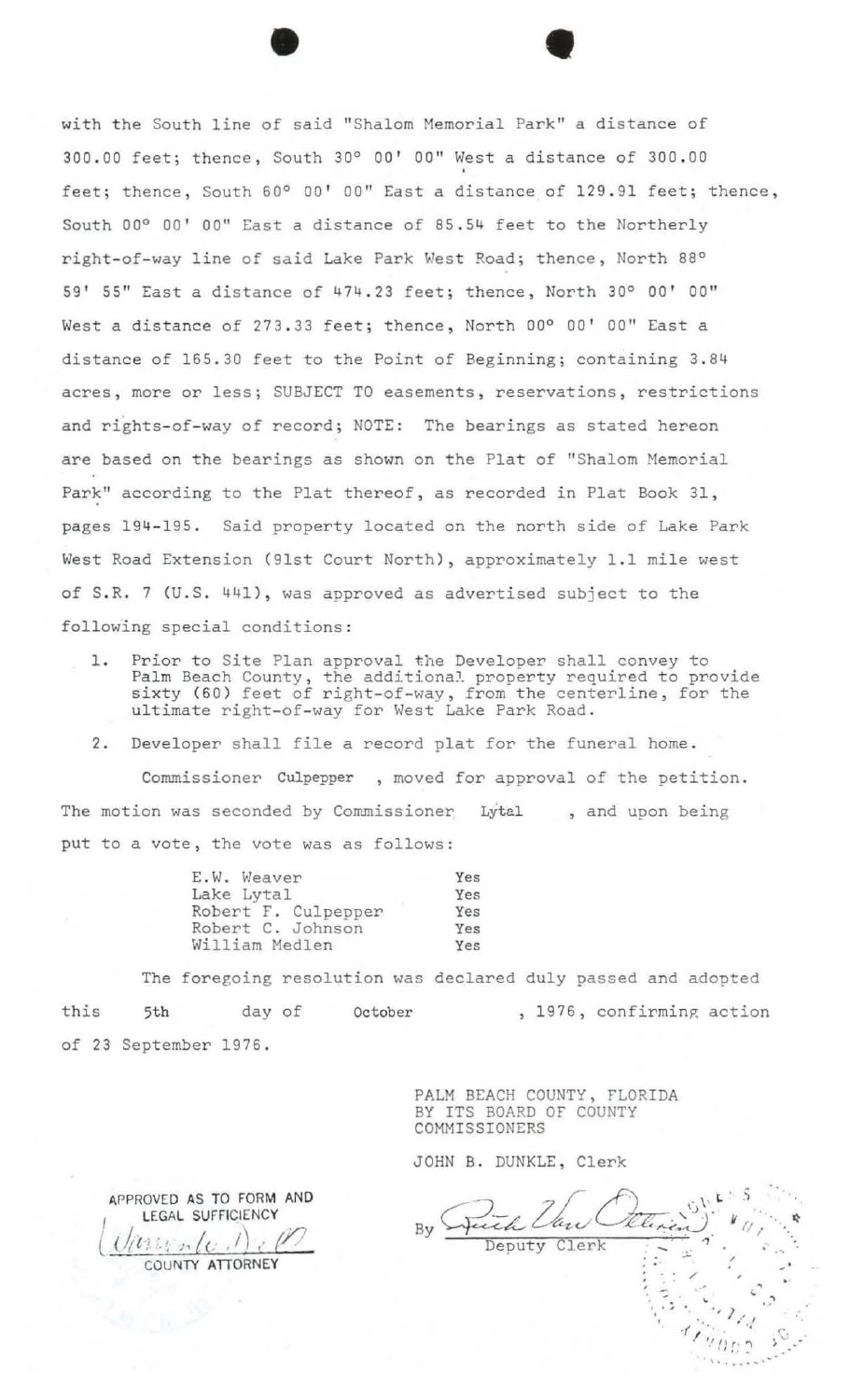with the South line of said "Shalom Memorial Park" a distance of 300.00 feet; thence, South 30° 00' 00" West a distance of 300.00 feet; thence, South 60° 00' 00" East a distance of 129.91 feet; thence, South 00° 00' 00" East a distance of 85.54 feet to the Northerly right-of-way line of said Lake Park West Road; thence, North 88° 59' 55" East a distance of 474.23 feet; thence, North 30° 00' 00" West a distance of 273.33 feet; thence, North 00° 00' 00" East a distance of 165.30 feet to the Point of Beginning; containing 3.84 acres, more or less; SUBJECT TO easements, reservations, restrictions and rights-of-way of record; NOTE: The bearings as stated hereon are based on the bearings as shown on the Plat of "Shalom Memorial Park" according to the Plat thereof, as recorded in Plat Book 31, pages 194-195. Said property located on the north side of Lake Park West Road Extension (91st Court North), approximately 1.1 mile west of S.R. 7 (U.S. 441), was approved as advertised subject to the following special conditions:

1. Prior to Site Plan approval the Developer shall convey to Palm Beach County, the additional property required to provide sixty (60) feet of right-of-way, from the centerline, for the ultimate right-of-way for West Lake Park Road.
2. Developer shall file a record plat for the funeral home.

Commissioner Culpepper , moved for approval of the petition. The motion was seconded by Commissioner Lytal , and upon being put to a vote, the vote was as follows:

| | |
|---|---|
| E.W. Weaver | Yes |
| Lake Lytal | Yes |
| Robert F. Culpepper | Yes |
| Robert C. Johnson | Yes |
| William Medlen | Yes |

The foregoing resolution was declared duly passed and adopted this 5th day of October , 1976, confirming action of 23 September 1976.

PALM BEACH COUNTY, FLORIDA
BY ITS BOARD OF COUNTY COMMISSIONERS

JOHN B. DUNKLE, Clerk

By ______________________
Deputy Clerk

APPROVED AS TO FORM AND LEGAL SUFFICIENCY

______________________
COUNTY ATTORNEY